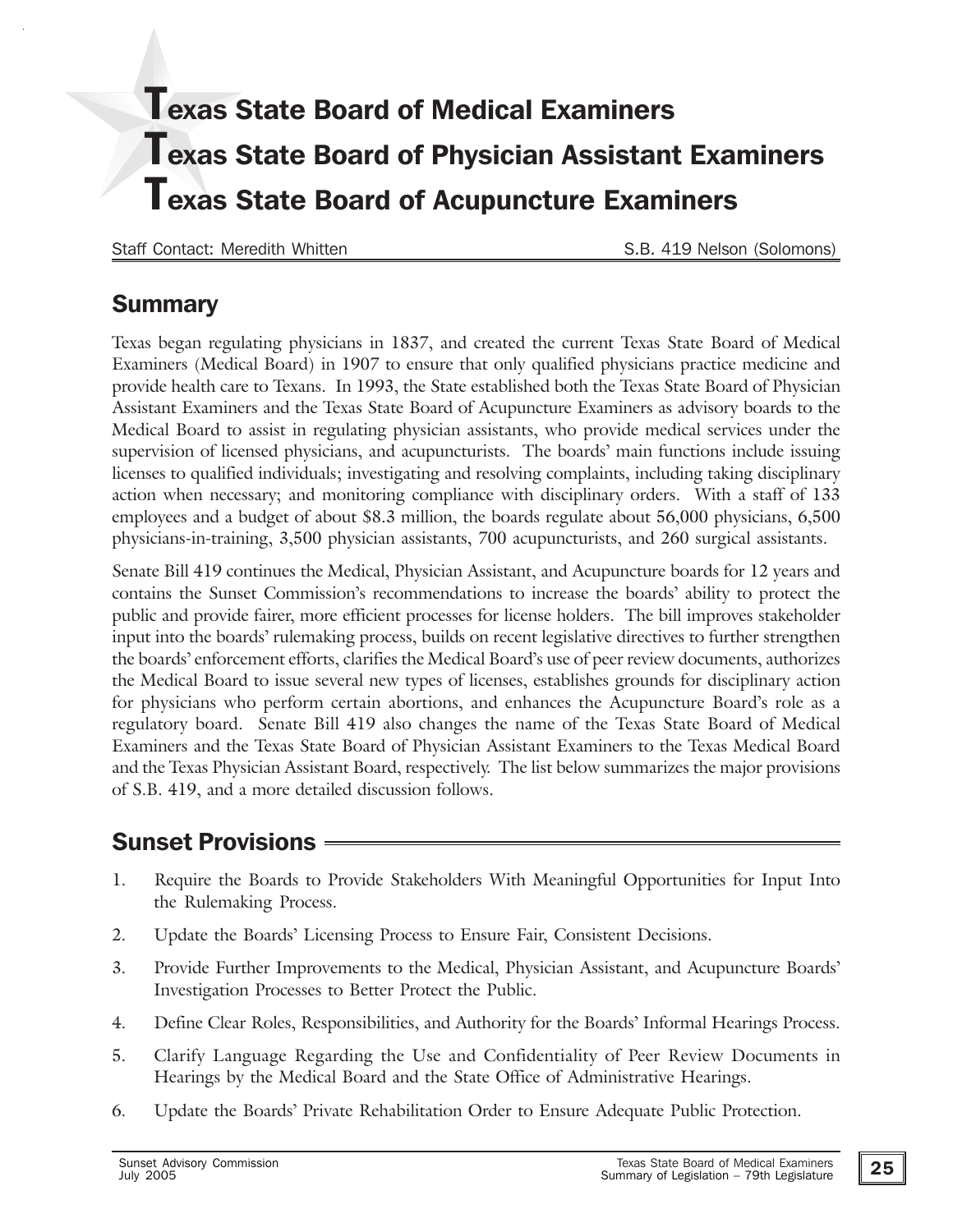# Texas State Board of Medical Examiners
# Texas State Board of Physician Assistant Examiners
# Texas State Board of Acupuncture Examiners

Staff Contact: Meredith Whitten | S.B. 419 Nelson (Solomons)

## Summary

Texas began regulating physicians in 1837, and created the current Texas State Board of Medical Examiners (Medical Board) in 1907 to ensure that only qualified physicians practice medicine and provide health care to Texans. In 1993, the State established both the Texas State Board of Physician Assistant Examiners and the Texas State Board of Acupuncture Examiners as advisory boards to the Medical Board to assist in regulating physician assistants, who provide medical services under the supervision of licensed physicians, and acupuncturists. The boards' main functions include issuing licenses to qualified individuals; investigating and resolving complaints, including taking disciplinary action when necessary; and monitoring compliance with disciplinary orders. With a staff of 133 employees and a budget of about $8.3 million, the boards regulate about 56,000 physicians, 6,500 physicians-in-training, 3,500 physician assistants, 700 acupuncturists, and 260 surgical assistants.

Senate Bill 419 continues the Medical, Physician Assistant, and Acupuncture boards for 12 years and contains the Sunset Commission's recommendations to increase the boards' ability to protect the public and provide fairer, more efficient processes for license holders. The bill improves stakeholder input into the boards' rulemaking process, builds on recent legislative directives to further strengthen the boards' enforcement efforts, clarifies the Medical Board's use of peer review documents, authorizes the Medical Board to issue several new types of licenses, establishes grounds for disciplinary action for physicians who perform certain abortions, and enhances the Acupuncture Board's role as a regulatory board. Senate Bill 419 also changes the name of the Texas State Board of Medical Examiners and the Texas State Board of Physician Assistant Examiners to the Texas Medical Board and the Texas Physician Assistant Board, respectively. The list below summarizes the major provisions of S.B. 419, and a more detailed discussion follows.

## Sunset Provisions

1. Require the Boards to Provide Stakeholders With Meaningful Opportunities for Input Into the Rulemaking Process.
2. Update the Boards' Licensing Process to Ensure Fair, Consistent Decisions.
3. Provide Further Improvements to the Medical, Physician Assistant, and Acupuncture Boards' Investigation Processes to Better Protect the Public.
4. Define Clear Roles, Responsibilities, and Authority for the Boards' Informal Hearings Process.
5. Clarify Language Regarding the Use and Confidentiality of Peer Review Documents in Hearings by the Medical Board and the State Office of Administrative Hearings.
6. Update the Boards' Private Rehabilitation Order to Ensure Adequate Public Protection.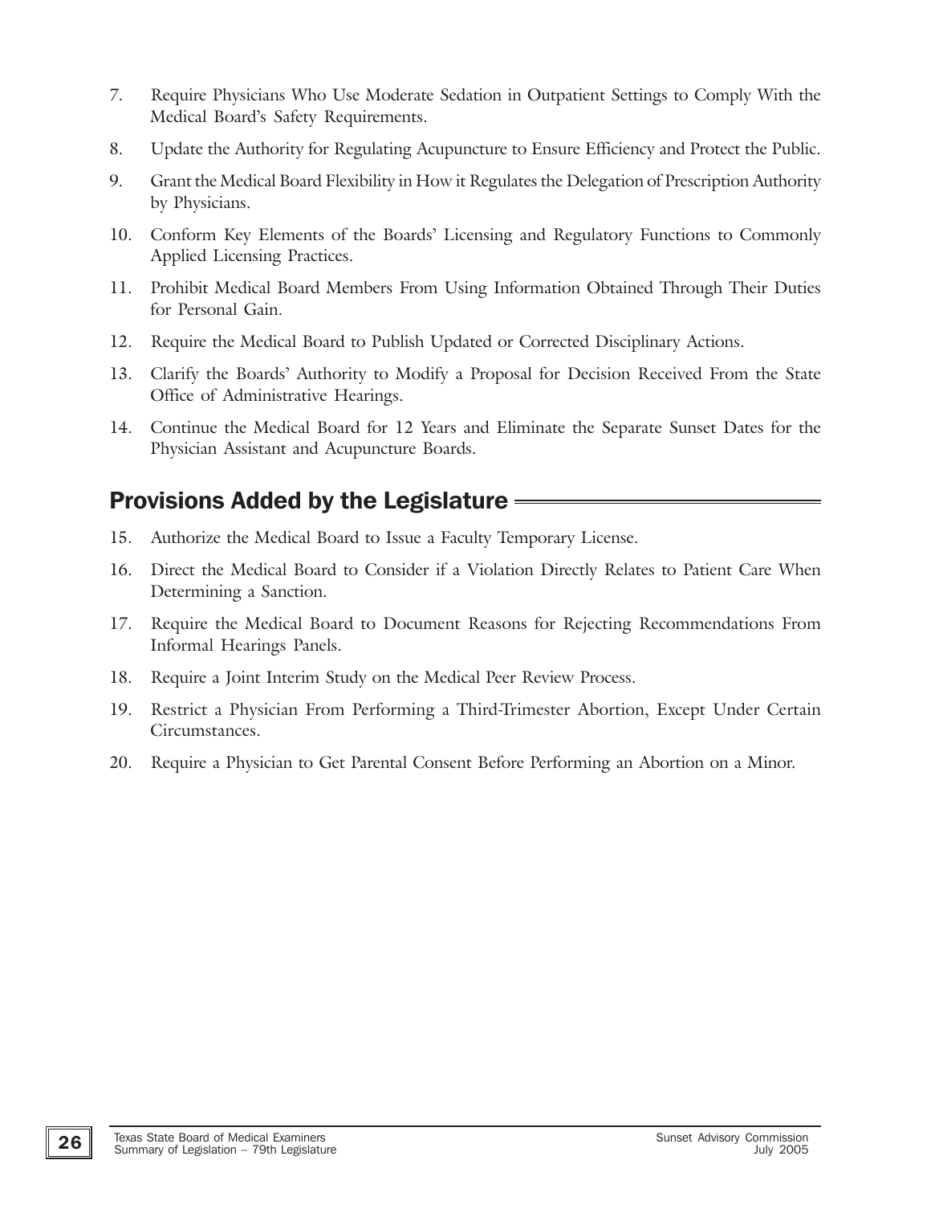7. Require Physicians Who Use Moderate Sedation in Outpatient Settings to Comply With the Medical Board's Safety Requirements.
8. Update the Authority for Regulating Acupuncture to Ensure Efficiency and Protect the Public.
9. Grant the Medical Board Flexibility in How it Regulates the Delegation of Prescription Authority by Physicians.
10. Conform Key Elements of the Boards' Licensing and Regulatory Functions to Commonly Applied Licensing Practices.
11. Prohibit Medical Board Members From Using Information Obtained Through Their Duties for Personal Gain.
12. Require the Medical Board to Publish Updated or Corrected Disciplinary Actions.
13. Clarify the Boards' Authority to Modify a Proposal for Decision Received From the State Office of Administrative Hearings.
14. Continue the Medical Board for 12 Years and Eliminate the Separate Sunset Dates for the Physician Assistant and Acupuncture Boards.

## Provisions Added by the Legislature

15. Authorize the Medical Board to Issue a Faculty Temporary License.
16. Direct the Medical Board to Consider if a Violation Directly Relates to Patient Care When Determining a Sanction.
17. Require the Medical Board to Document Reasons for Rejecting Recommendations From Informal Hearings Panels.
18. Require a Joint Interim Study on the Medical Peer Review Process.
19. Restrict a Physician From Performing a Third-Trimester Abortion, Except Under Certain Circumstances.
20. Require a Physician to Get Parental Consent Before Performing an Abortion on a Minor.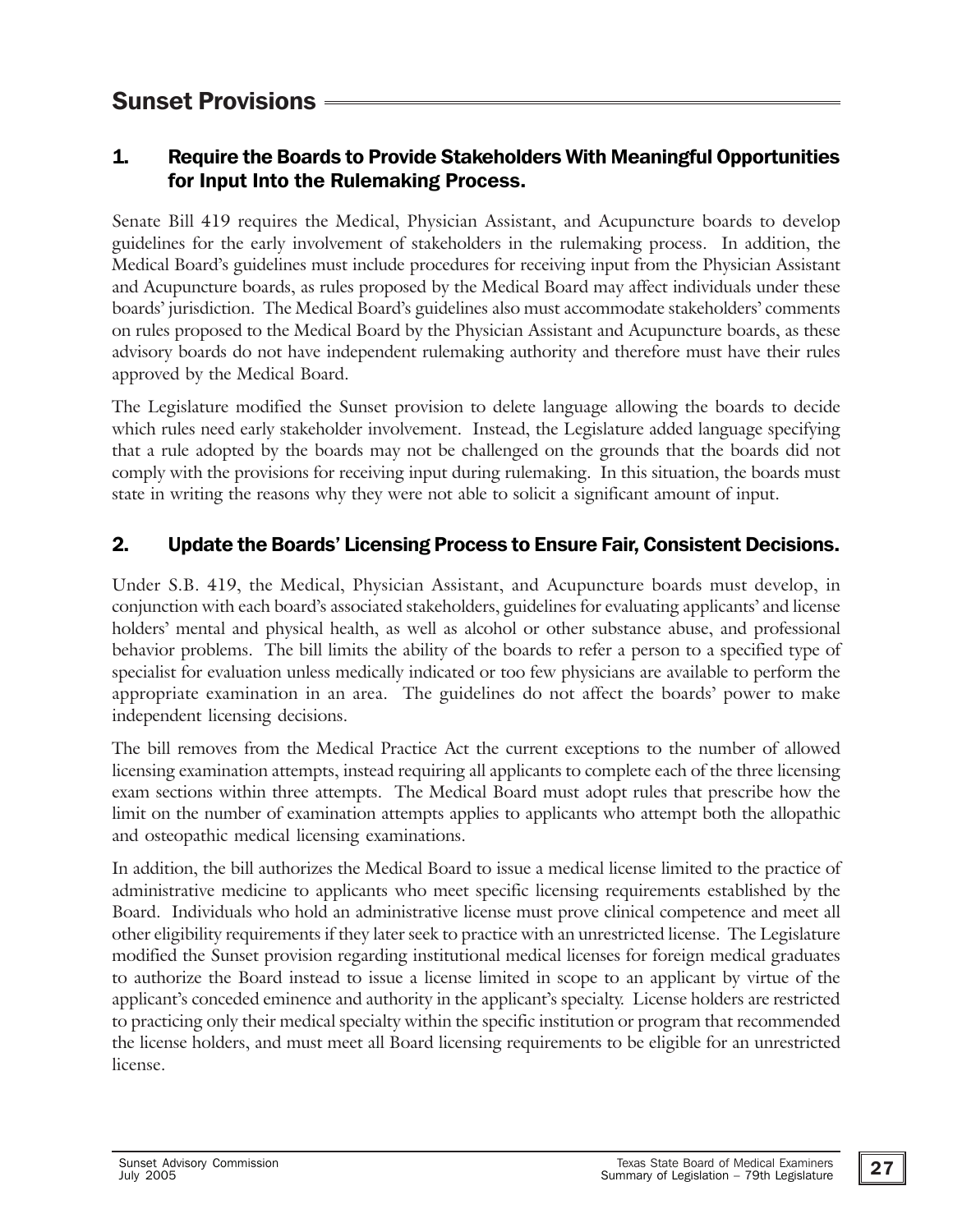## Sunset Provisions

### 1. Require the Boards to Provide Stakeholders With Meaningful Opportunities for Input Into the Rulemaking Process.

Senate Bill 419 requires the Medical, Physician Assistant, and Acupuncture boards to develop guidelines for the early involvement of stakeholders in the rulemaking process. In addition, the Medical Board's guidelines must include procedures for receiving input from the Physician Assistant and Acupuncture boards, as rules proposed by the Medical Board may affect individuals under these boards' jurisdiction. The Medical Board's guidelines also must accommodate stakeholders' comments on rules proposed to the Medical Board by the Physician Assistant and Acupuncture boards, as these advisory boards do not have independent rulemaking authority and therefore must have their rules approved by the Medical Board.

The Legislature modified the Sunset provision to delete language allowing the boards to decide which rules need early stakeholder involvement. Instead, the Legislature added language specifying that a rule adopted by the boards may not be challenged on the grounds that the boards did not comply with the provisions for receiving input during rulemaking. In this situation, the boards must state in writing the reasons why they were not able to solicit a significant amount of input.

### 2. Update the Boards' Licensing Process to Ensure Fair, Consistent Decisions.

Under S.B. 419, the Medical, Physician Assistant, and Acupuncture boards must develop, in conjunction with each board's associated stakeholders, guidelines for evaluating applicants' and license holders' mental and physical health, as well as alcohol or other substance abuse, and professional behavior problems. The bill limits the ability of the boards to refer a person to a specified type of specialist for evaluation unless medically indicated or too few physicians are available to perform the appropriate examination in an area. The guidelines do not affect the boards' power to make independent licensing decisions.

The bill removes from the Medical Practice Act the current exceptions to the number of allowed licensing examination attempts, instead requiring all applicants to complete each of the three licensing exam sections within three attempts. The Medical Board must adopt rules that prescribe how the limit on the number of examination attempts applies to applicants who attempt both the allopathic and osteopathic medical licensing examinations.

In addition, the bill authorizes the Medical Board to issue a medical license limited to the practice of administrative medicine to applicants who meet specific licensing requirements established by the Board. Individuals who hold an administrative license must prove clinical competence and meet all other eligibility requirements if they later seek to practice with an unrestricted license. The Legislature modified the Sunset provision regarding institutional medical licenses for foreign medical graduates to authorize the Board instead to issue a license limited in scope to an applicant by virtue of the applicant's conceded eminence and authority in the applicant's specialty. License holders are restricted to practicing only their medical specialty within the specific institution or program that recommended the license holders, and must meet all Board licensing requirements to be eligible for an unrestricted license.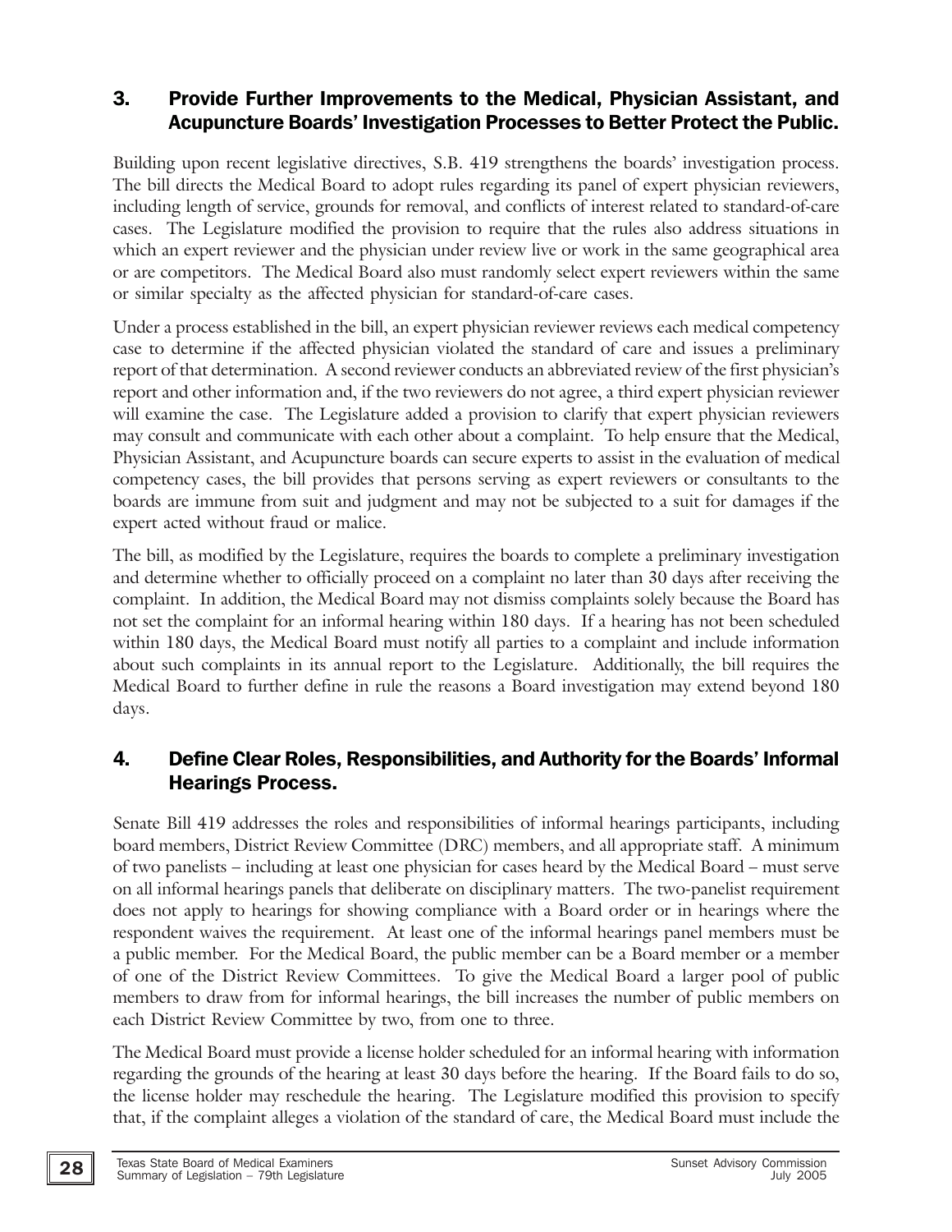## 3. Provide Further Improvements to the Medical, Physician Assistant, and Acupuncture Boards' Investigation Processes to Better Protect the Public.

Building upon recent legislative directives, S.B. 419 strengthens the boards' investigation process. The bill directs the Medical Board to adopt rules regarding its panel of expert physician reviewers, including length of service, grounds for removal, and conflicts of interest related to standard-of-care cases. The Legislature modified the provision to require that the rules also address situations in which an expert reviewer and the physician under review live or work in the same geographical area or are competitors. The Medical Board also must randomly select expert reviewers within the same or similar specialty as the affected physician for standard-of-care cases.

Under a process established in the bill, an expert physician reviewer reviews each medical competency case to determine if the affected physician violated the standard of care and issues a preliminary report of that determination. A second reviewer conducts an abbreviated review of the first physician's report and other information and, if the two reviewers do not agree, a third expert physician reviewer will examine the case. The Legislature added a provision to clarify that expert physician reviewers may consult and communicate with each other about a complaint. To help ensure that the Medical, Physician Assistant, and Acupuncture boards can secure experts to assist in the evaluation of medical competency cases, the bill provides that persons serving as expert reviewers or consultants to the boards are immune from suit and judgment and may not be subjected to a suit for damages if the expert acted without fraud or malice.

The bill, as modified by the Legislature, requires the boards to complete a preliminary investigation and determine whether to officially proceed on a complaint no later than 30 days after receiving the complaint. In addition, the Medical Board may not dismiss complaints solely because the Board has not set the complaint for an informal hearing within 180 days. If a hearing has not been scheduled within 180 days, the Medical Board must notify all parties to a complaint and include information about such complaints in its annual report to the Legislature. Additionally, the bill requires the Medical Board to further define in rule the reasons a Board investigation may extend beyond 180 days.

## 4. Define Clear Roles, Responsibilities, and Authority for the Boards' Informal Hearings Process.

Senate Bill 419 addresses the roles and responsibilities of informal hearings participants, including board members, District Review Committee (DRC) members, and all appropriate staff. A minimum of two panelists – including at least one physician for cases heard by the Medical Board – must serve on all informal hearings panels that deliberate on disciplinary matters. The two-panelist requirement does not apply to hearings for showing compliance with a Board order or in hearings where the respondent waives the requirement. At least one of the informal hearings panel members must be a public member. For the Medical Board, the public member can be a Board member or a member of one of the District Review Committees. To give the Medical Board a larger pool of public members to draw from for informal hearings, the bill increases the number of public members on each District Review Committee by two, from one to three.

The Medical Board must provide a license holder scheduled for an informal hearing with information regarding the grounds of the hearing at least 30 days before the hearing. If the Board fails to do so, the license holder may reschedule the hearing. The Legislature modified this provision to specify that, if the complaint alleges a violation of the standard of care, the Medical Board must include the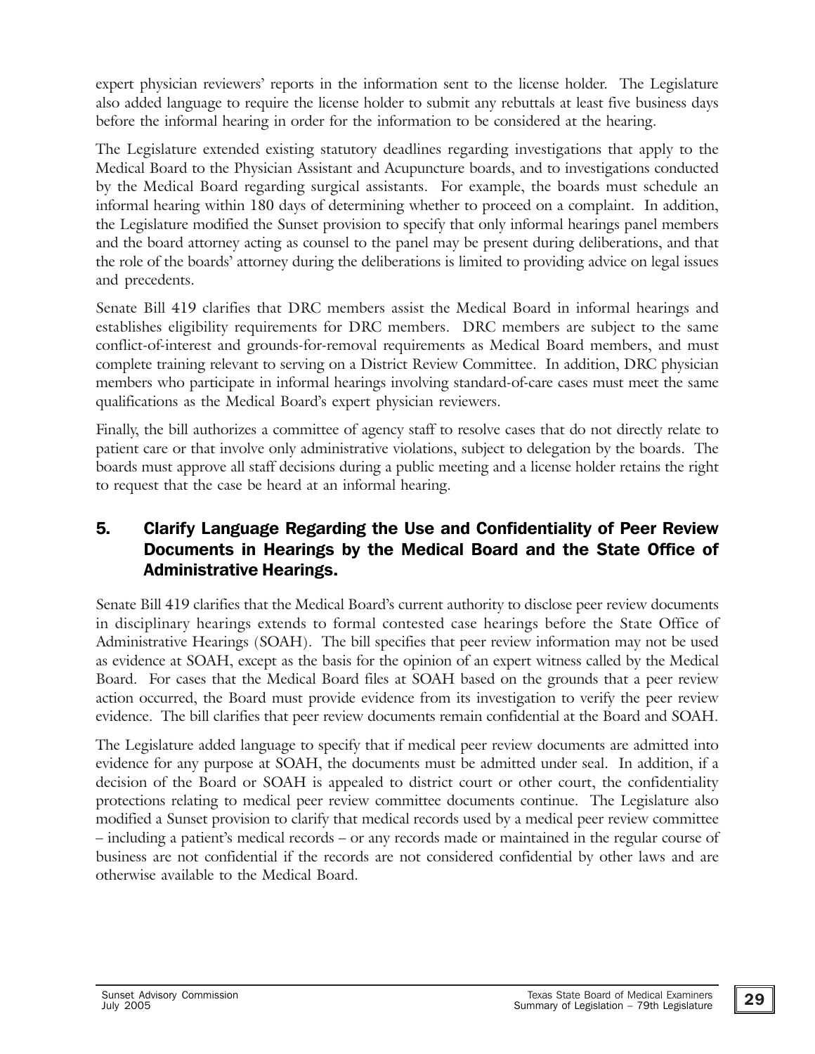expert physician reviewers' reports in the information sent to the license holder. The Legislature also added language to require the license holder to submit any rebuttals at least five business days before the informal hearing in order for the information to be considered at the hearing.

The Legislature extended existing statutory deadlines regarding investigations that apply to the Medical Board to the Physician Assistant and Acupuncture boards, and to investigations conducted by the Medical Board regarding surgical assistants. For example, the boards must schedule an informal hearing within 180 days of determining whether to proceed on a complaint. In addition, the Legislature modified the Sunset provision to specify that only informal hearings panel members and the board attorney acting as counsel to the panel may be present during deliberations, and that the role of the boards' attorney during the deliberations is limited to providing advice on legal issues and precedents.

Senate Bill 419 clarifies that DRC members assist the Medical Board in informal hearings and establishes eligibility requirements for DRC members. DRC members are subject to the same conflict-of-interest and grounds-for-removal requirements as Medical Board members, and must complete training relevant to serving on a District Review Committee. In addition, DRC physician members who participate in informal hearings involving standard-of-care cases must meet the same qualifications as the Medical Board's expert physician reviewers.

Finally, the bill authorizes a committee of agency staff to resolve cases that do not directly relate to patient care or that involve only administrative violations, subject to delegation by the boards. The boards must approve all staff decisions during a public meeting and a license holder retains the right to request that the case be heard at an informal hearing.

## 5. Clarify Language Regarding the Use and Confidentiality of Peer Review Documents in Hearings by the Medical Board and the State Office of Administrative Hearings.

Senate Bill 419 clarifies that the Medical Board's current authority to disclose peer review documents in disciplinary hearings extends to formal contested case hearings before the State Office of Administrative Hearings (SOAH). The bill specifies that peer review information may not be used as evidence at SOAH, except as the basis for the opinion of an expert witness called by the Medical Board. For cases that the Medical Board files at SOAH based on the grounds that a peer review action occurred, the Board must provide evidence from its investigation to verify the peer review evidence. The bill clarifies that peer review documents remain confidential at the Board and SOAH.

The Legislature added language to specify that if medical peer review documents are admitted into evidence for any purpose at SOAH, the documents must be admitted under seal. In addition, if a decision of the Board or SOAH is appealed to district court or other court, the confidentiality protections relating to medical peer review committee documents continue. The Legislature also modified a Sunset provision to clarify that medical records used by a medical peer review committee – including a patient's medical records – or any records made or maintained in the regular course of business are not confidential if the records are not considered confidential by other laws and are otherwise available to the Medical Board.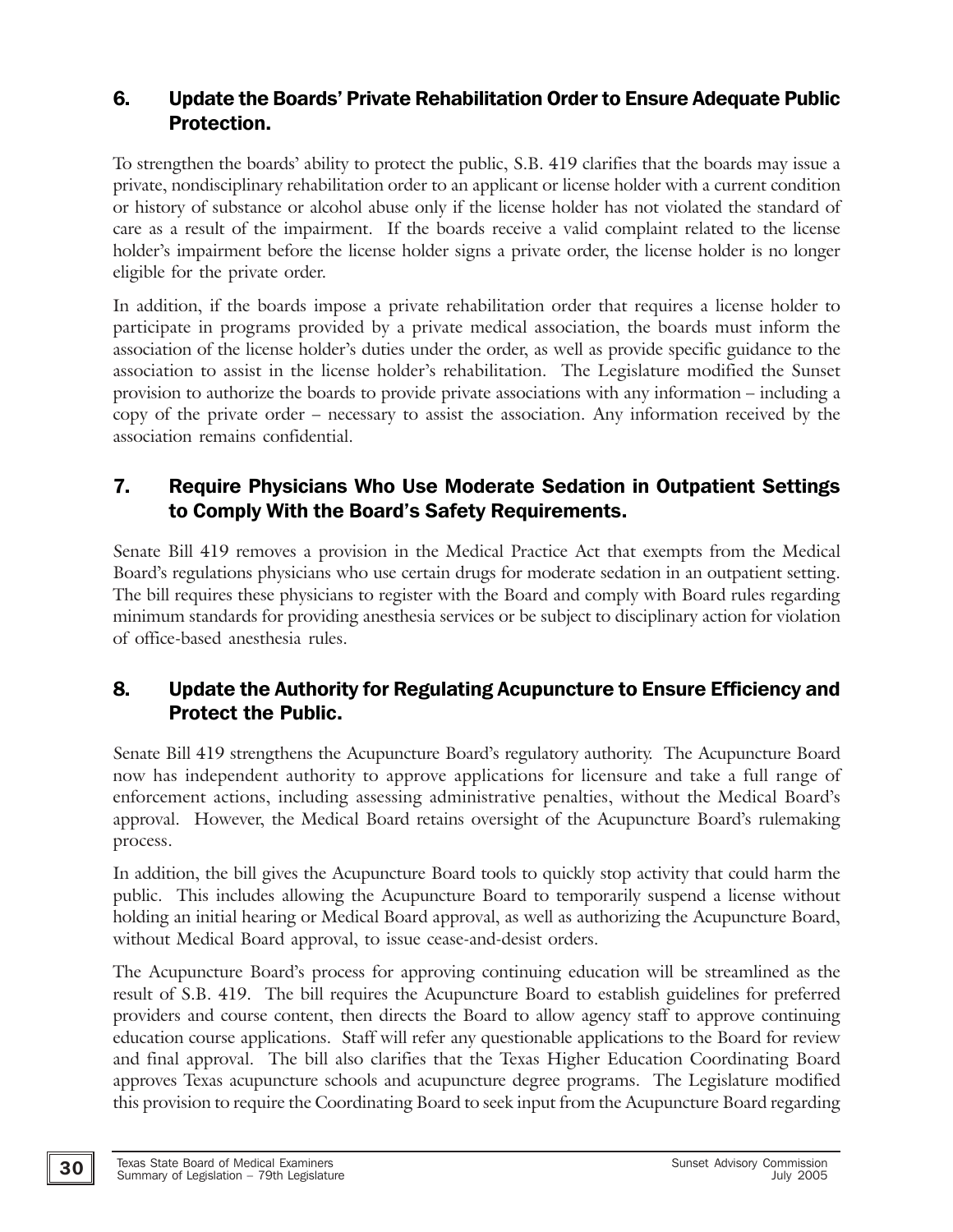### 6. Update the Boards' Private Rehabilitation Order to Ensure Adequate Public Protection.

To strengthen the boards' ability to protect the public, S.B. 419 clarifies that the boards may issue a private, nondisciplinary rehabilitation order to an applicant or license holder with a current condition or history of substance or alcohol abuse only if the license holder has not violated the standard of care as a result of the impairment. If the boards receive a valid complaint related to the license holder's impairment before the license holder signs a private order, the license holder is no longer eligible for the private order.

In addition, if the boards impose a private rehabilitation order that requires a license holder to participate in programs provided by a private medical association, the boards must inform the association of the license holder's duties under the order, as well as provide specific guidance to the association to assist in the license holder's rehabilitation. The Legislature modified the Sunset provision to authorize the boards to provide private associations with any information – including a copy of the private order – necessary to assist the association. Any information received by the association remains confidential.

### 7. Require Physicians Who Use Moderate Sedation in Outpatient Settings to Comply With the Board's Safety Requirements.

Senate Bill 419 removes a provision in the Medical Practice Act that exempts from the Medical Board's regulations physicians who use certain drugs for moderate sedation in an outpatient setting. The bill requires these physicians to register with the Board and comply with Board rules regarding minimum standards for providing anesthesia services or be subject to disciplinary action for violation of office-based anesthesia rules.

### 8. Update the Authority for Regulating Acupuncture to Ensure Efficiency and Protect the Public.

Senate Bill 419 strengthens the Acupuncture Board's regulatory authority. The Acupuncture Board now has independent authority to approve applications for licensure and take a full range of enforcement actions, including assessing administrative penalties, without the Medical Board's approval. However, the Medical Board retains oversight of the Acupuncture Board's rulemaking process.

In addition, the bill gives the Acupuncture Board tools to quickly stop activity that could harm the public. This includes allowing the Acupuncture Board to temporarily suspend a license without holding an initial hearing or Medical Board approval, as well as authorizing the Acupuncture Board, without Medical Board approval, to issue cease-and-desist orders.

The Acupuncture Board's process for approving continuing education will be streamlined as the result of S.B. 419. The bill requires the Acupuncture Board to establish guidelines for preferred providers and course content, then directs the Board to allow agency staff to approve continuing education course applications. Staff will refer any questionable applications to the Board for review and final approval. The bill also clarifies that the Texas Higher Education Coordinating Board approves Texas acupuncture schools and acupuncture degree programs. The Legislature modified this provision to require the Coordinating Board to seek input from the Acupuncture Board regarding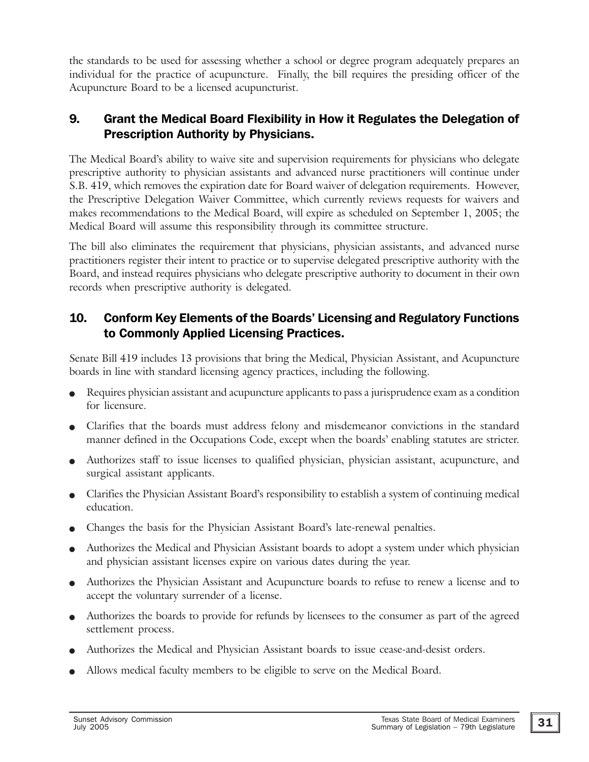the standards to be used for assessing whether a school or degree program adequately prepares an individual for the practice of acupuncture. Finally, the bill requires the presiding officer of the Acupuncture Board to be a licensed acupuncturist.

## 9. Grant the Medical Board Flexibility in How it Regulates the Delegation of Prescription Authority by Physicians.

The Medical Board's ability to waive site and supervision requirements for physicians who delegate prescriptive authority to physician assistants and advanced nurse practitioners will continue under S.B. 419, which removes the expiration date for Board waiver of delegation requirements. However, the Prescriptive Delegation Waiver Committee, which currently reviews requests for waivers and makes recommendations to the Medical Board, will expire as scheduled on September 1, 2005; the Medical Board will assume this responsibility through its committee structure.

The bill also eliminates the requirement that physicians, physician assistants, and advanced nurse practitioners register their intent to practice or to supervise delegated prescriptive authority with the Board, and instead requires physicians who delegate prescriptive authority to document in their own records when prescriptive authority is delegated.

## 10. Conform Key Elements of the Boards' Licensing and Regulatory Functions to Commonly Applied Licensing Practices.

Senate Bill 419 includes 13 provisions that bring the Medical, Physician Assistant, and Acupuncture boards in line with standard licensing agency practices, including the following.

- Requires physician assistant and acupuncture applicants to pass a jurisprudence exam as a condition for licensure.
- Clarifies that the boards must address felony and misdemeanor convictions in the standard manner defined in the Occupations Code, except when the boards' enabling statutes are stricter.
- Authorizes staff to issue licenses to qualified physician, physician assistant, acupuncture, and surgical assistant applicants.
- Clarifies the Physician Assistant Board's responsibility to establish a system of continuing medical education.
- Changes the basis for the Physician Assistant Board's late-renewal penalties.
- Authorizes the Medical and Physician Assistant boards to adopt a system under which physician and physician assistant licenses expire on various dates during the year.
- Authorizes the Physician Assistant and Acupuncture boards to refuse to renew a license and to accept the voluntary surrender of a license.
- Authorizes the boards to provide for refunds by licensees to the consumer as part of the agreed settlement process.
- Authorizes the Medical and Physician Assistant boards to issue cease-and-desist orders.
- Allows medical faculty members to be eligible to serve on the Medical Board.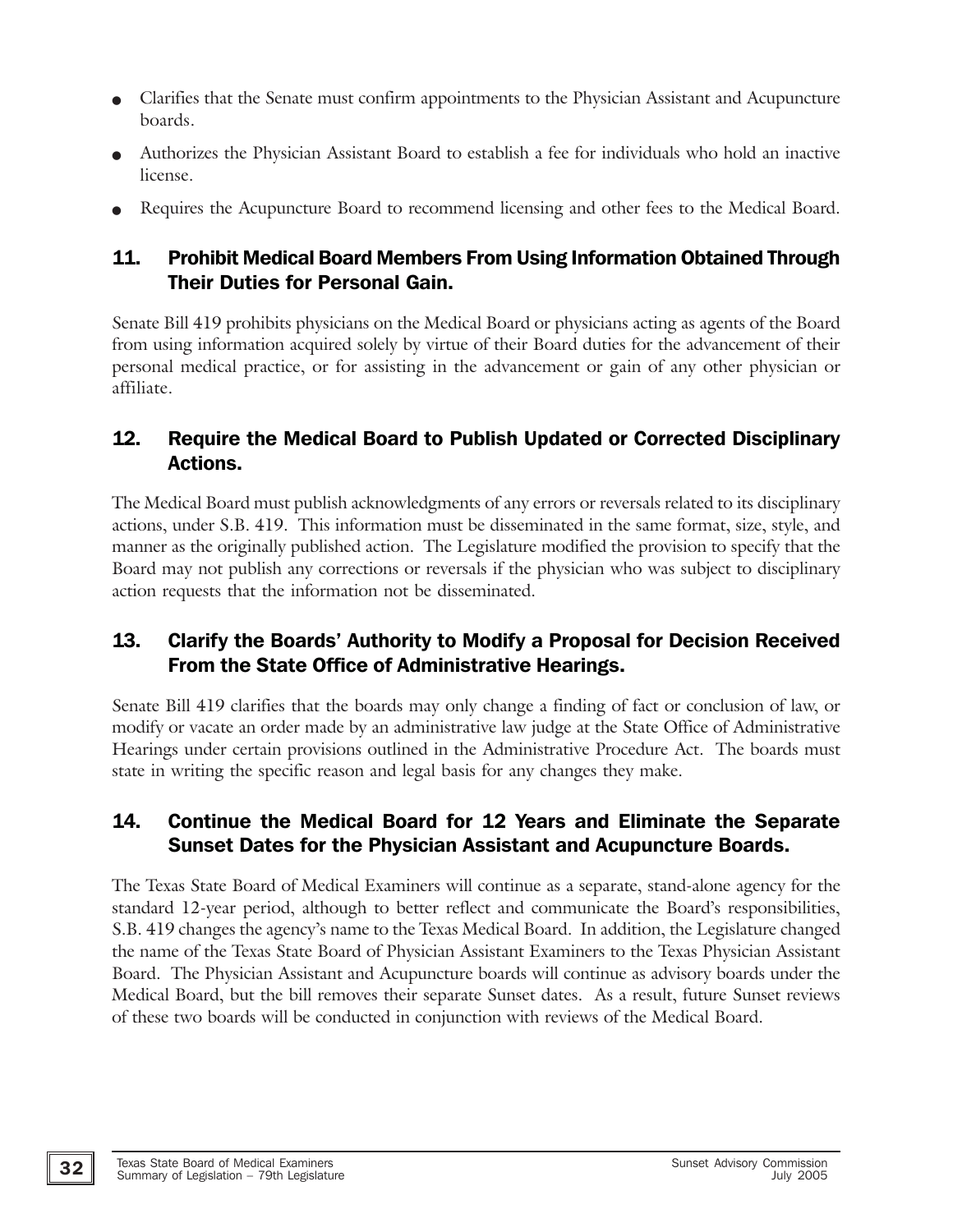- Clarifies that the Senate must confirm appointments to the Physician Assistant and Acupuncture boards.
- Authorizes the Physician Assistant Board to establish a fee for individuals who hold an inactive license.
- Requires the Acupuncture Board to recommend licensing and other fees to the Medical Board.

## 11. Prohibit Medical Board Members From Using Information Obtained Through Their Duties for Personal Gain.

Senate Bill 419 prohibits physicians on the Medical Board or physicians acting as agents of the Board from using information acquired solely by virtue of their Board duties for the advancement of their personal medical practice, or for assisting in the advancement or gain of any other physician or affiliate.

## 12. Require the Medical Board to Publish Updated or Corrected Disciplinary Actions.

The Medical Board must publish acknowledgments of any errors or reversals related to its disciplinary actions, under S.B. 419. This information must be disseminated in the same format, size, style, and manner as the originally published action. The Legislature modified the provision to specify that the Board may not publish any corrections or reversals if the physician who was subject to disciplinary action requests that the information not be disseminated.

## 13. Clarify the Boards' Authority to Modify a Proposal for Decision Received From the State Office of Administrative Hearings.

Senate Bill 419 clarifies that the boards may only change a finding of fact or conclusion of law, or modify or vacate an order made by an administrative law judge at the State Office of Administrative Hearings under certain provisions outlined in the Administrative Procedure Act. The boards must state in writing the specific reason and legal basis for any changes they make.

## 14. Continue the Medical Board for 12 Years and Eliminate the Separate Sunset Dates for the Physician Assistant and Acupuncture Boards.

The Texas State Board of Medical Examiners will continue as a separate, stand-alone agency for the standard 12-year period, although to better reflect and communicate the Board's responsibilities, S.B. 419 changes the agency's name to the Texas Medical Board. In addition, the Legislature changed the name of the Texas State Board of Physician Assistant Examiners to the Texas Physician Assistant Board. The Physician Assistant and Acupuncture boards will continue as advisory boards under the Medical Board, but the bill removes their separate Sunset dates. As a result, future Sunset reviews of these two boards will be conducted in conjunction with reviews of the Medical Board.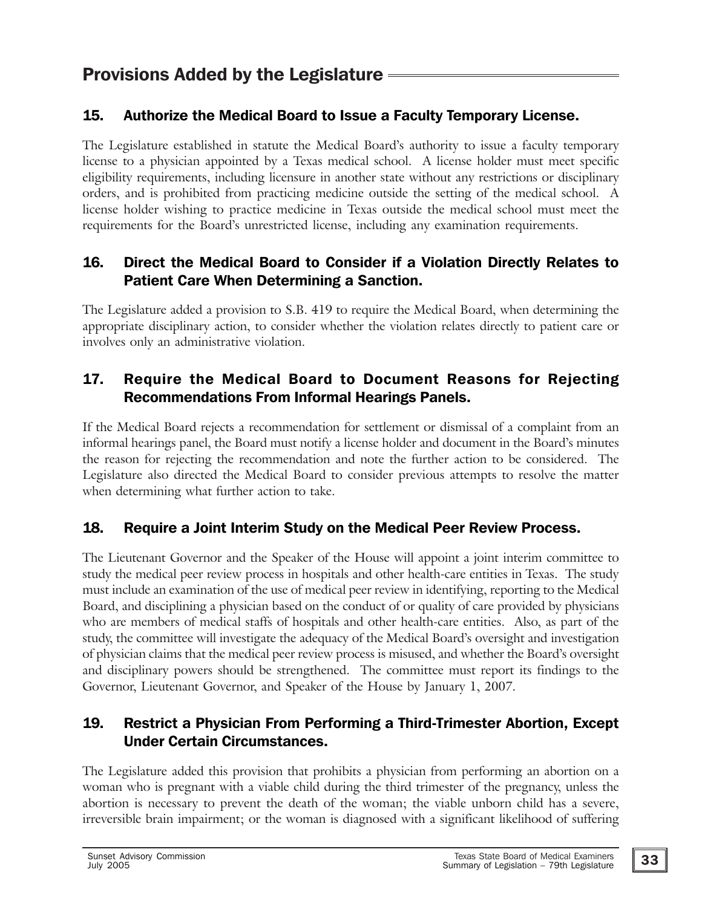## Provisions Added by the Legislature

### 15. Authorize the Medical Board to Issue a Faculty Temporary License.

The Legislature established in statute the Medical Board's authority to issue a faculty temporary license to a physician appointed by a Texas medical school. A license holder must meet specific eligibility requirements, including licensure in another state without any restrictions or disciplinary orders, and is prohibited from practicing medicine outside the setting of the medical school. A license holder wishing to practice medicine in Texas outside the medical school must meet the requirements for the Board's unrestricted license, including any examination requirements.

### 16. Direct the Medical Board to Consider if a Violation Directly Relates to Patient Care When Determining a Sanction.

The Legislature added a provision to S.B. 419 to require the Medical Board, when determining the appropriate disciplinary action, to consider whether the violation relates directly to patient care or involves only an administrative violation.

### 17. Require the Medical Board to Document Reasons for Rejecting Recommendations From Informal Hearings Panels.

If the Medical Board rejects a recommendation for settlement or dismissal of a complaint from an informal hearings panel, the Board must notify a license holder and document in the Board's minutes the reason for rejecting the recommendation and note the further action to be considered. The Legislature also directed the Medical Board to consider previous attempts to resolve the matter when determining what further action to take.

### 18. Require a Joint Interim Study on the Medical Peer Review Process.

The Lieutenant Governor and the Speaker of the House will appoint a joint interim committee to study the medical peer review process in hospitals and other health-care entities in Texas. The study must include an examination of the use of medical peer review in identifying, reporting to the Medical Board, and disciplining a physician based on the conduct of or quality of care provided by physicians who are members of medical staffs of hospitals and other health-care entities. Also, as part of the study, the committee will investigate the adequacy of the Medical Board's oversight and investigation of physician claims that the medical peer review process is misused, and whether the Board's oversight and disciplinary powers should be strengthened. The committee must report its findings to the Governor, Lieutenant Governor, and Speaker of the House by January 1, 2007.

### 19. Restrict a Physician From Performing a Third-Trimester Abortion, Except Under Certain Circumstances.

The Legislature added this provision that prohibits a physician from performing an abortion on a woman who is pregnant with a viable child during the third trimester of the pregnancy, unless the abortion is necessary to prevent the death of the woman; the viable unborn child has a severe, irreversible brain impairment; or the woman is diagnosed with a significant likelihood of suffering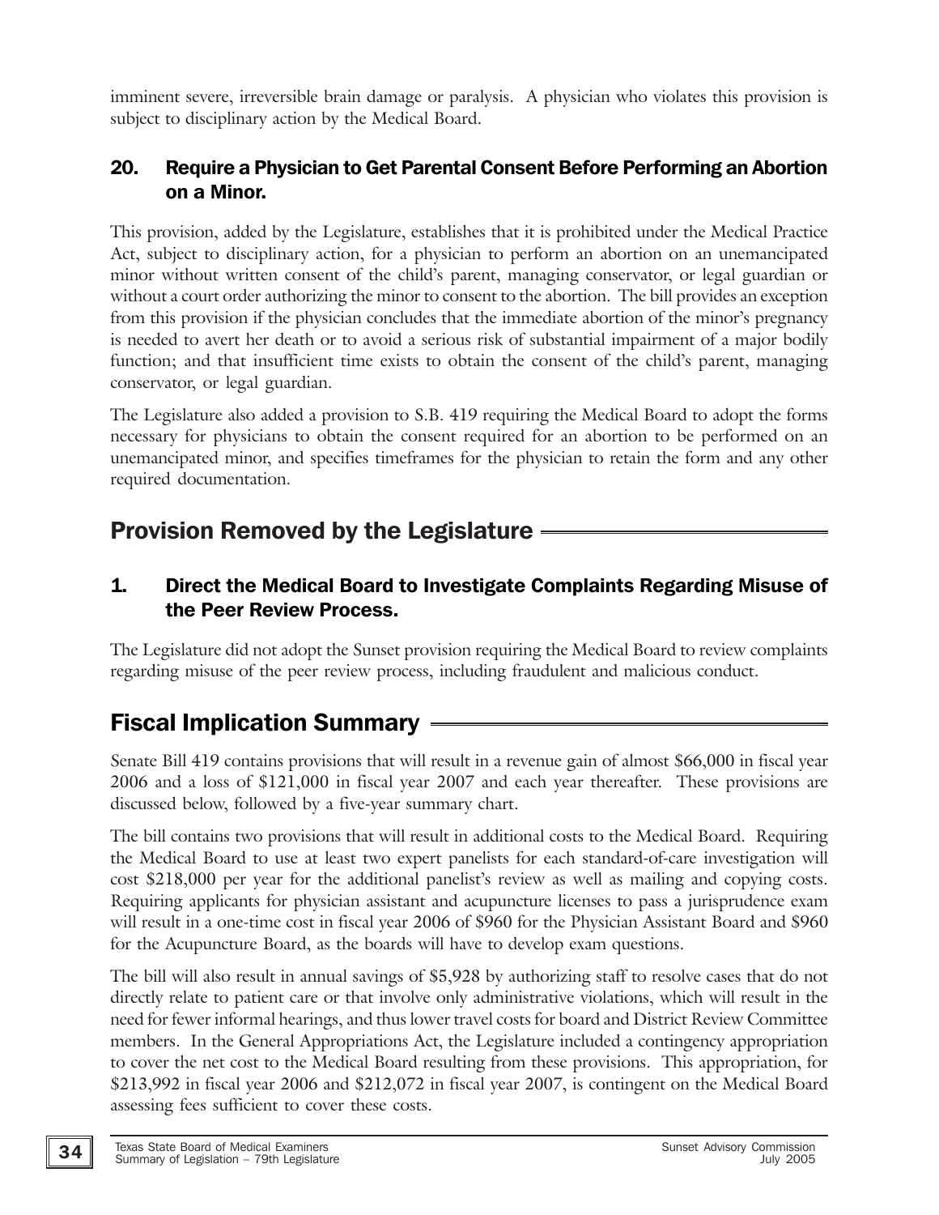imminent severe, irreversible brain damage or paralysis. A physician who violates this provision is subject to disciplinary action by the Medical Board.

### 20. Require a Physician to Get Parental Consent Before Performing an Abortion on a Minor.

This provision, added by the Legislature, establishes that it is prohibited under the Medical Practice Act, subject to disciplinary action, for a physician to perform an abortion on an unemancipated minor without written consent of the child's parent, managing conservator, or legal guardian or without a court order authorizing the minor to consent to the abortion. The bill provides an exception from this provision if the physician concludes that the immediate abortion of the minor's pregnancy is needed to avert her death or to avoid a serious risk of substantial impairment of a major bodily function; and that insufficient time exists to obtain the consent of the child's parent, managing conservator, or legal guardian.

The Legislature also added a provision to S.B. 419 requiring the Medical Board to adopt the forms necessary for physicians to obtain the consent required for an abortion to be performed on an unemancipated minor, and specifies timeframes for the physician to retain the form and any other required documentation.

## Provision Removed by the Legislature

### 1. Direct the Medical Board to Investigate Complaints Regarding Misuse of the Peer Review Process.

The Legislature did not adopt the Sunset provision requiring the Medical Board to review complaints regarding misuse of the peer review process, including fraudulent and malicious conduct.

## Fiscal Implication Summary

Senate Bill 419 contains provisions that will result in a revenue gain of almost $66,000 in fiscal year 2006 and a loss of $121,000 in fiscal year 2007 and each year thereafter. These provisions are discussed below, followed by a five-year summary chart.

The bill contains two provisions that will result in additional costs to the Medical Board. Requiring the Medical Board to use at least two expert panelists for each standard-of-care investigation will cost $218,000 per year for the additional panelist's review as well as mailing and copying costs. Requiring applicants for physician assistant and acupuncture licenses to pass a jurisprudence exam will result in a one-time cost in fiscal year 2006 of $960 for the Physician Assistant Board and $960 for the Acupuncture Board, as the boards will have to develop exam questions.

The bill will also result in annual savings of $5,928 by authorizing staff to resolve cases that do not directly relate to patient care or that involve only administrative violations, which will result in the need for fewer informal hearings, and thus lower travel costs for board and District Review Committee members. In the General Appropriations Act, the Legislature included a contingency appropriation to cover the net cost to the Medical Board resulting from these provisions. This appropriation, for $213,992 in fiscal year 2006 and $212,072 in fiscal year 2007, is contingent on the Medical Board assessing fees sufficient to cover these costs.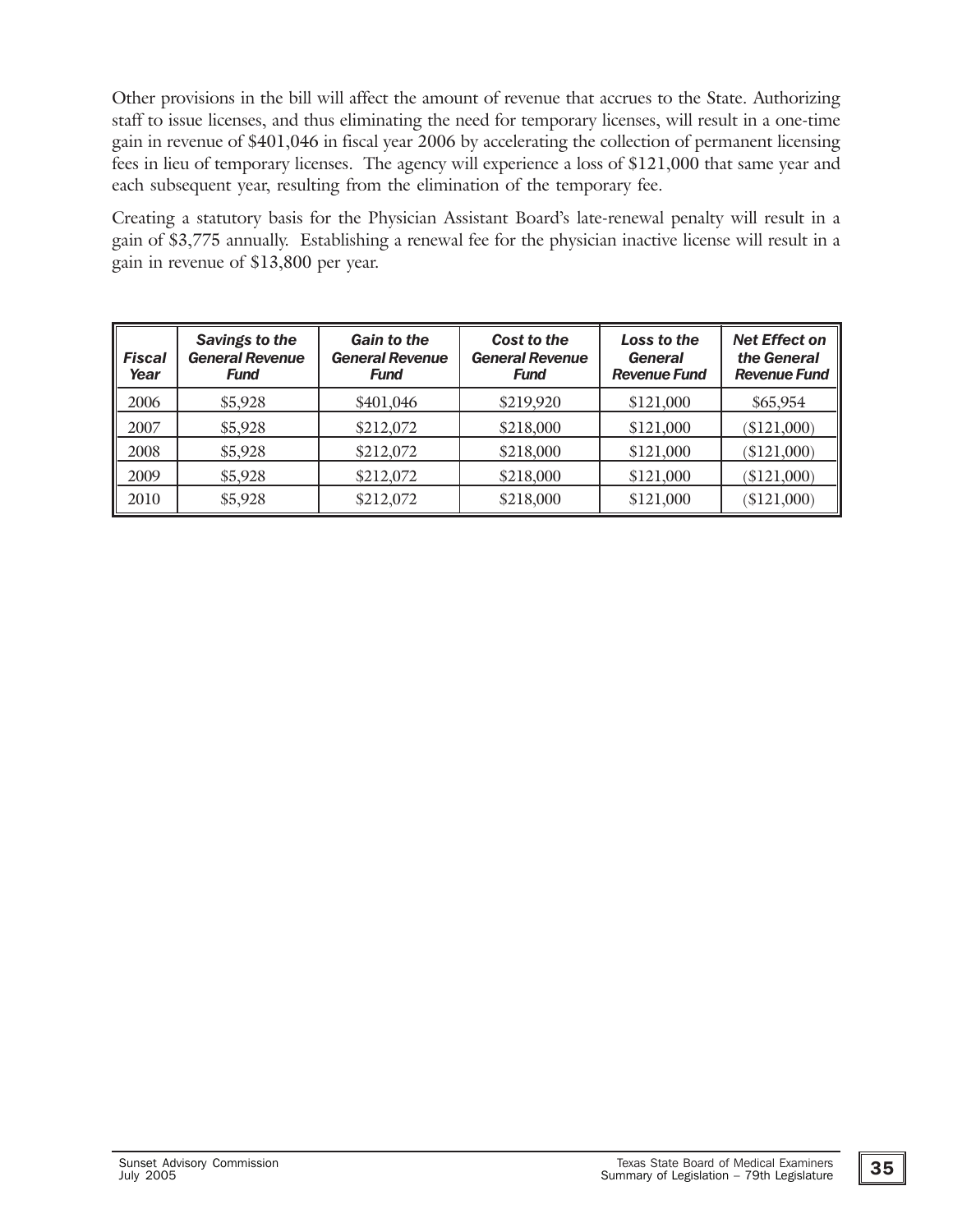Other provisions in the bill will affect the amount of revenue that accrues to the State. Authorizing staff to issue licenses, and thus eliminating the need for temporary licenses, will result in a one-time gain in revenue of $401,046 in fiscal year 2006 by accelerating the collection of permanent licensing fees in lieu of temporary licenses. The agency will experience a loss of $121,000 that same year and each subsequent year, resulting from the elimination of the temporary fee.

Creating a statutory basis for the Physician Assistant Board's late-renewal penalty will result in a gain of $3,775 annually. Establishing a renewal fee for the physician inactive license will result in a gain in revenue of $13,800 per year.

| *Fiscal Year* | *Savings to the General Revenue Fund* | *Gain to the General Revenue Fund* | *Cost to the General Revenue Fund* | *Loss to the General Revenue Fund* | *Net Effect on the General Revenue Fund* |
|---|---|---|---|---|---|
| 2006 | $5,928 | $401,046 | $219,920 | $121,000 | $65,954 |
| 2007 | $5,928 | $212,072 | $218,000 | $121,000 | ($121,000) |
| 2008 | $5,928 | $212,072 | $218,000 | $121,000 | ($121,000) |
| 2009 | $5,928 | $212,072 | $218,000 | $121,000 | ($121,000) |
| 2010 | $5,928 | $212,072 | $218,000 | $121,000 | ($121,000) |